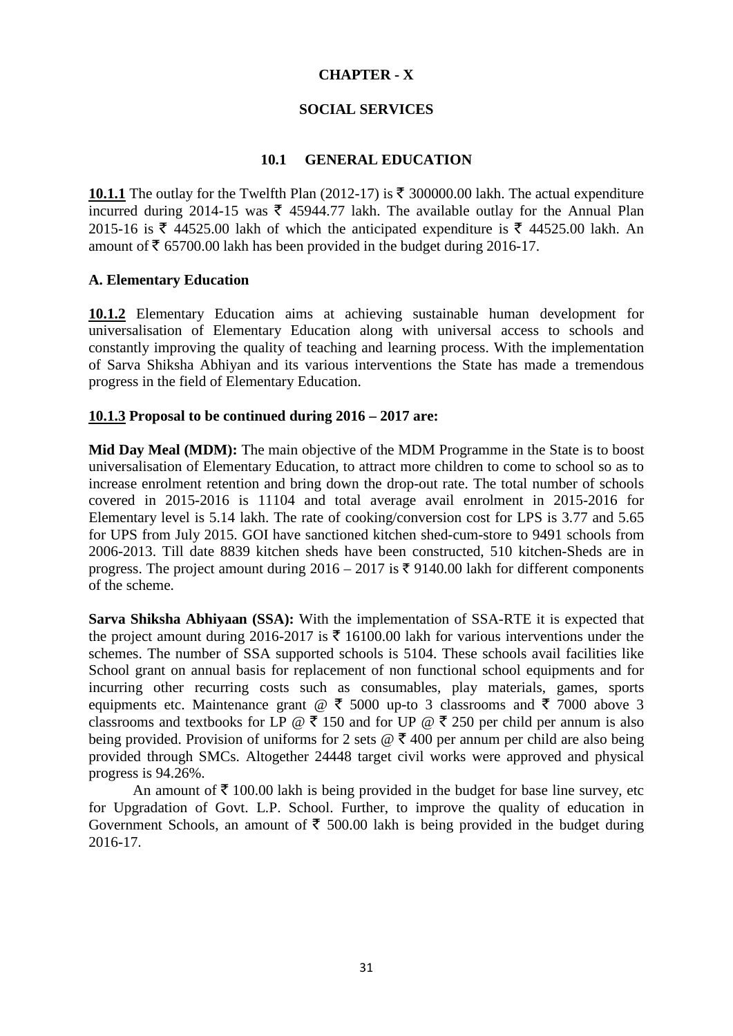# CHAPTER - X

## SOCIAL SERVICES

### 10.1 GENERAL EDUCATION

**10.1.1** The outlay for the Twelfth Plan (2012-17) is ₹ 300000.00 lakh. The actual expenditure incurred during 2014-15 was ₹ 45944.77 lakh. The available outlay for the Annual Plan 2015-16 is ₹ 44525.00 lakh of which the anticipated expenditure is ₹ 44525.00 lakh. An amount of ₹ 65700.00 lakh has been provided in the budget during 2016-17.

**A. Elementary Education**

**10.1.2** Elementary Education aims at achieving sustainable human development for universalisation of Elementary Education along with universal access to schools and constantly improving the quality of teaching and learning process. With the implementation of Sarva Shiksha Abhiyan and its various interventions the State has made a tremendous progress in the field of Elementary Education.

**10.1.3 Proposal to be continued during 2016 – 2017 are:**

**Mid Day Meal (MDM):** The main objective of the MDM Programme in the State is to boost universalisation of Elementary Education, to attract more children to come to school so as to increase enrolment retention and bring down the drop-out rate. The total number of schools covered in 2015-2016 is 11104 and total average avail enrolment in 2015-2016 for Elementary level is 5.14 lakh. The rate of cooking/conversion cost for LPS is 3.77 and 5.65 for UPS from July 2015. GOI have sanctioned kitchen shed-cum-store to 9491 schools from 2006-2013. Till date 8839 kitchen sheds have been constructed, 510 kitchen-Sheds are in progress. The project amount during 2016 – 2017 is ₹ 9140.00 lakh for different components of the scheme.

**Sarva Shiksha Abhiyaan (SSA):** With the implementation of SSA-RTE it is expected that the project amount during 2016-2017 is ₹ 16100.00 lakh for various interventions under the schemes. The number of SSA supported schools is 5104. These schools avail facilities like School grant on annual basis for replacement of non functional school equipments and for incurring other recurring costs such as consumables, play materials, games, sports equipments etc. Maintenance grant @ ₹ 5000 up-to 3 classrooms and ₹ 7000 above 3 classrooms and textbooks for LP @ ₹ 150 and for UP @ ₹ 250 per child per annum is also being provided. Provision of uniforms for 2 sets @ ₹ 400 per annum per child are also being provided through SMCs. Altogether 24448 target civil works were approved and physical progress is 94.26%.

An amount of ₹ 100.00 lakh is being provided in the budget for base line survey, etc for Upgradation of Govt. L.P. School. Further, to improve the quality of education in Government Schools, an amount of ₹ 500.00 lakh is being provided in the budget during 2016-17.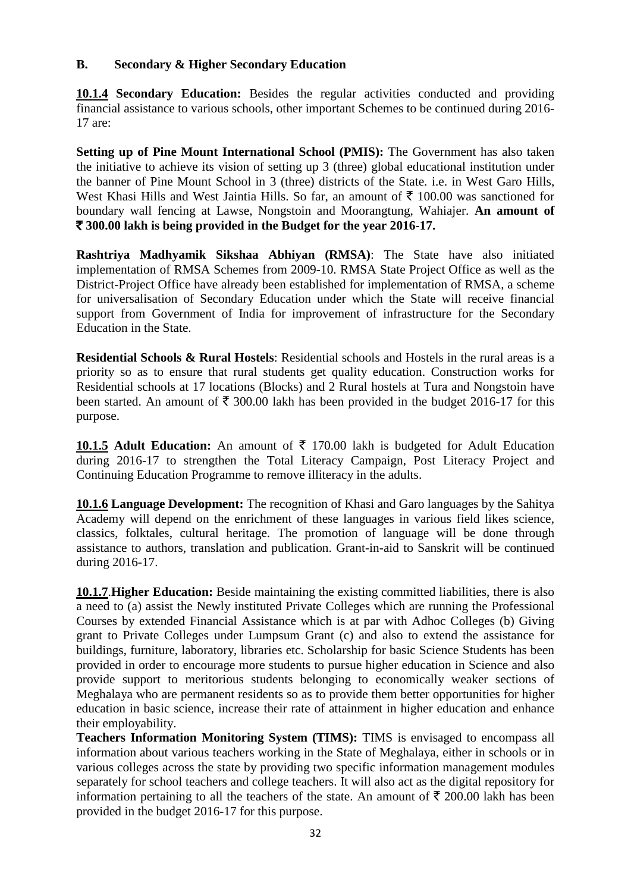## B. Secondary & Higher Secondary Education

**10.1.4 Secondary Education:** Besides the regular activities conducted and providing financial assistance to various schools, other important Schemes to be continued during 2016-17 are:

**Setting up of Pine Mount International School (PMIS):** The Government has also taken the initiative to achieve its vision of setting up 3 (three) global educational institution under the banner of Pine Mount School in 3 (three) districts of the State. i.e. in West Garo Hills, West Khasi Hills and West Jaintia Hills. So far, an amount of ₹ 100.00 was sanctioned for boundary wall fencing at Lawse, Nongstoin and Moorangtung, Wahiajer. **An amount of ₹ 300.00 lakh is being provided in the Budget for the year 2016-17.**

**Rashtriya Madhyamik Sikshaa Abhiyan (RMSA)**: The State have also initiated implementation of RMSA Schemes from 2009-10. RMSA State Project Office as well as the District-Project Office have already been established for implementation of RMSA, a scheme for universalisation of Secondary Education under which the State will receive financial support from Government of India for improvement of infrastructure for the Secondary Education in the State.

**Residential Schools & Rural Hostels**: Residential schools and Hostels in the rural areas is a priority so as to ensure that rural students get quality education. Construction works for Residential schools at 17 locations (Blocks) and 2 Rural hostels at Tura and Nongstoin have been started. An amount of ₹ 300.00 lakh has been provided in the budget 2016-17 for this purpose.

**10.1.5 Adult Education:** An amount of ₹ 170.00 lakh is budgeted for Adult Education during 2016-17 to strengthen the Total Literacy Campaign, Post Literacy Project and Continuing Education Programme to remove illiteracy in the adults.

**10.1.6 Language Development:** The recognition of Khasi and Garo languages by the Sahitya Academy will depend on the enrichment of these languages in various field likes science, classics, folktales, cultural heritage. The promotion of language will be done through assistance to authors, translation and publication. Grant-in-aid to Sanskrit will be continued during 2016-17.

**10.1.7**.**Higher Education:** Beside maintaining the existing committed liabilities, there is also a need to (a) assist the Newly instituted Private Colleges which are running the Professional Courses by extended Financial Assistance which is at par with Adhoc Colleges (b) Giving grant to Private Colleges under Lumpsum Grant (c) and also to extend the assistance for buildings, furniture, laboratory, libraries etc. Scholarship for basic Science Students has been provided in order to encourage more students to pursue higher education in Science and also provide support to meritorious students belonging to economically weaker sections of Meghalaya who are permanent residents so as to provide them better opportunities for higher education in basic science, increase their rate of attainment in higher education and enhance their employability.

**Teachers Information Monitoring System (TIMS):** TIMS is envisaged to encompass all information about various teachers working in the State of Meghalaya, either in schools or in various colleges across the state by providing two specific information management modules separately for school teachers and college teachers. It will also act as the digital repository for information pertaining to all the teachers of the state. An amount of ₹ 200.00 lakh has been provided in the budget 2016-17 for this purpose.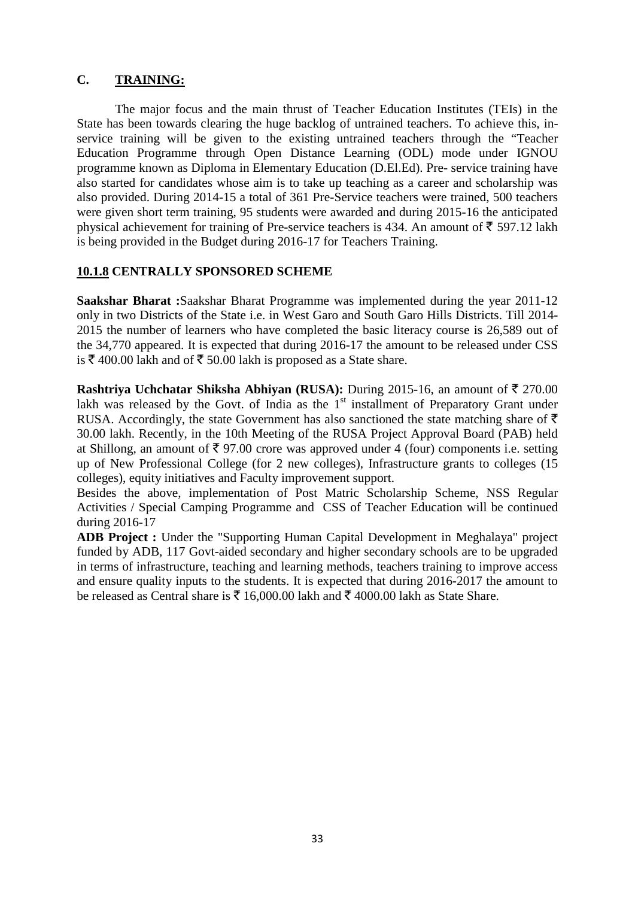## C. TRAINING:

The major focus and the main thrust of Teacher Education Institutes (TEIs) in the State has been towards clearing the huge backlog of untrained teachers. To achieve this, in-service training will be given to the existing untrained teachers through the "Teacher Education Programme through Open Distance Learning (ODL) mode under IGNOU programme known as Diploma in Elementary Education (D.El.Ed). Pre- service training have also started for candidates whose aim is to take up teaching as a career and scholarship was also provided. During 2014-15 a total of 361 Pre-Service teachers were trained, 500 teachers were given short term training, 95 students were awarded and during 2015-16 the anticipated physical achievement for training of Pre-service teachers is 434. An amount of ₹ 597.12 lakh is being provided in the Budget during 2016-17 for Teachers Training.

## 10.1.8 CENTRALLY SPONSORED SCHEME

**Saakshar Bharat :**Saakshar Bharat Programme was implemented during the year 2011-12 only in two Districts of the State i.e. in West Garo and South Garo Hills Districts. Till 2014-2015 the number of learners who have completed the basic literacy course is 26,589 out of the 34,770 appeared. It is expected that during 2016-17 the amount to be released under CSS is ₹ 400.00 lakh and of ₹ 50.00 lakh is proposed as a State share.

**Rashtriya Uchchatar Shiksha Abhiyan (RUSA):** During 2015-16, an amount of ₹ 270.00 lakh was released by the Govt. of India as the 1st installment of Preparatory Grant under RUSA. Accordingly, the state Government has also sanctioned the state matching share of ₹ 30.00 lakh. Recently, in the 10th Meeting of the RUSA Project Approval Board (PAB) held at Shillong, an amount of ₹ 97.00 crore was approved under 4 (four) components i.e. setting up of New Professional College (for 2 new colleges), Infrastructure grants to colleges (15 colleges), equity initiatives and Faculty improvement support.

Besides the above, implementation of Post Matric Scholarship Scheme, NSS Regular Activities / Special Camping Programme and CSS of Teacher Education will be continued during 2016-17

**ADB Project :** Under the "Supporting Human Capital Development in Meghalaya" project funded by ADB, 117 Govt-aided secondary and higher secondary schools are to be upgraded in terms of infrastructure, teaching and learning methods, teachers training to improve access and ensure quality inputs to the students. It is expected that during 2016-2017 the amount to be released as Central share is ₹ 16,000.00 lakh and ₹ 4000.00 lakh as State Share.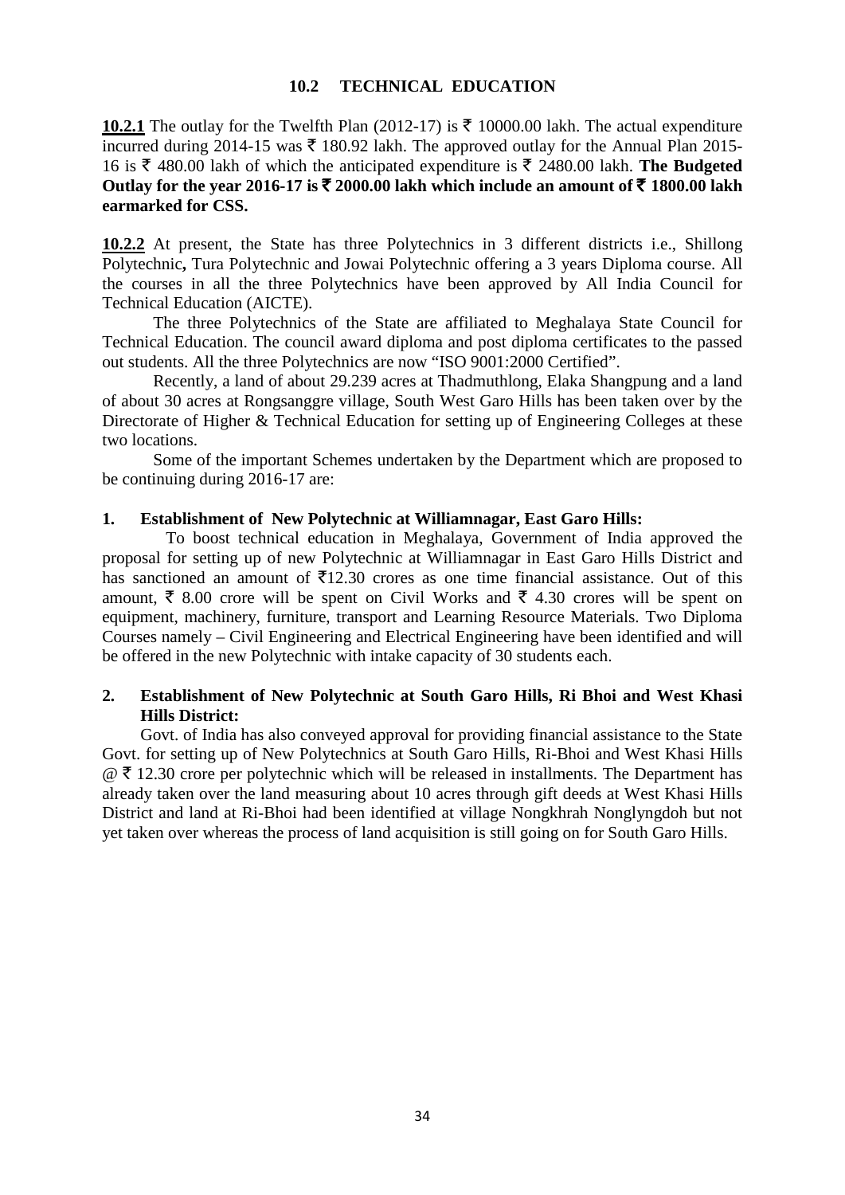## 10.2 TECHNICAL EDUCATION

**10.2.1** The outlay for the Twelfth Plan (2012-17) is ₹ 10000.00 lakh. The actual expenditure incurred during 2014-15 was ₹ 180.92 lakh. The approved outlay for the Annual Plan 2015-16 is ₹ 480.00 lakh of which the anticipated expenditure is ₹ 2480.00 lakh. **The Budgeted Outlay for the year 2016-17 is ₹ 2000.00 lakh which include an amount of ₹ 1800.00 lakh earmarked for CSS.**

**10.2.2** At present, the State has three Polytechnics in 3 different districts i.e., Shillong Polytechnic**,** Tura Polytechnic and Jowai Polytechnic offering a 3 years Diploma course. All the courses in all the three Polytechnics have been approved by All India Council for Technical Education (AICTE).

The three Polytechnics of the State are affiliated to Meghalaya State Council for Technical Education. The council award diploma and post diploma certificates to the passed out students. All the three Polytechnics are now "ISO 9001:2000 Certified".

Recently, a land of about 29.239 acres at Thadmuthlong, Elaka Shangpung and a land of about 30 acres at Rongsanggre village, South West Garo Hills has been taken over by the Directorate of Higher & Technical Education for setting up of Engineering Colleges at these two locations.

Some of the important Schemes undertaken by the Department which are proposed to be continuing during 2016-17 are:

**1. Establishment of New Polytechnic at Williamnagar, East Garo Hills:**

To boost technical education in Meghalaya, Government of India approved the proposal for setting up of new Polytechnic at Williamnagar in East Garo Hills District and has sanctioned an amount of ₹12.30 crores as one time financial assistance. Out of this amount, ₹ 8.00 crore will be spent on Civil Works and ₹ 4.30 crores will be spent on equipment, machinery, furniture, transport and Learning Resource Materials. Two Diploma Courses namely – Civil Engineering and Electrical Engineering have been identified and will be offered in the new Polytechnic with intake capacity of 30 students each.

**2. Establishment of New Polytechnic at South Garo Hills, Ri Bhoi and West Khasi Hills District:**

Govt. of India has also conveyed approval for providing financial assistance to the State Govt. for setting up of New Polytechnics at South Garo Hills, Ri-Bhoi and West Khasi Hills @ ₹ 12.30 crore per polytechnic which will be released in installments. The Department has already taken over the land measuring about 10 acres through gift deeds at West Khasi Hills District and land at Ri-Bhoi had been identified at village Nongkhrah Nonglyngdoh but not yet taken over whereas the process of land acquisition is still going on for South Garo Hills.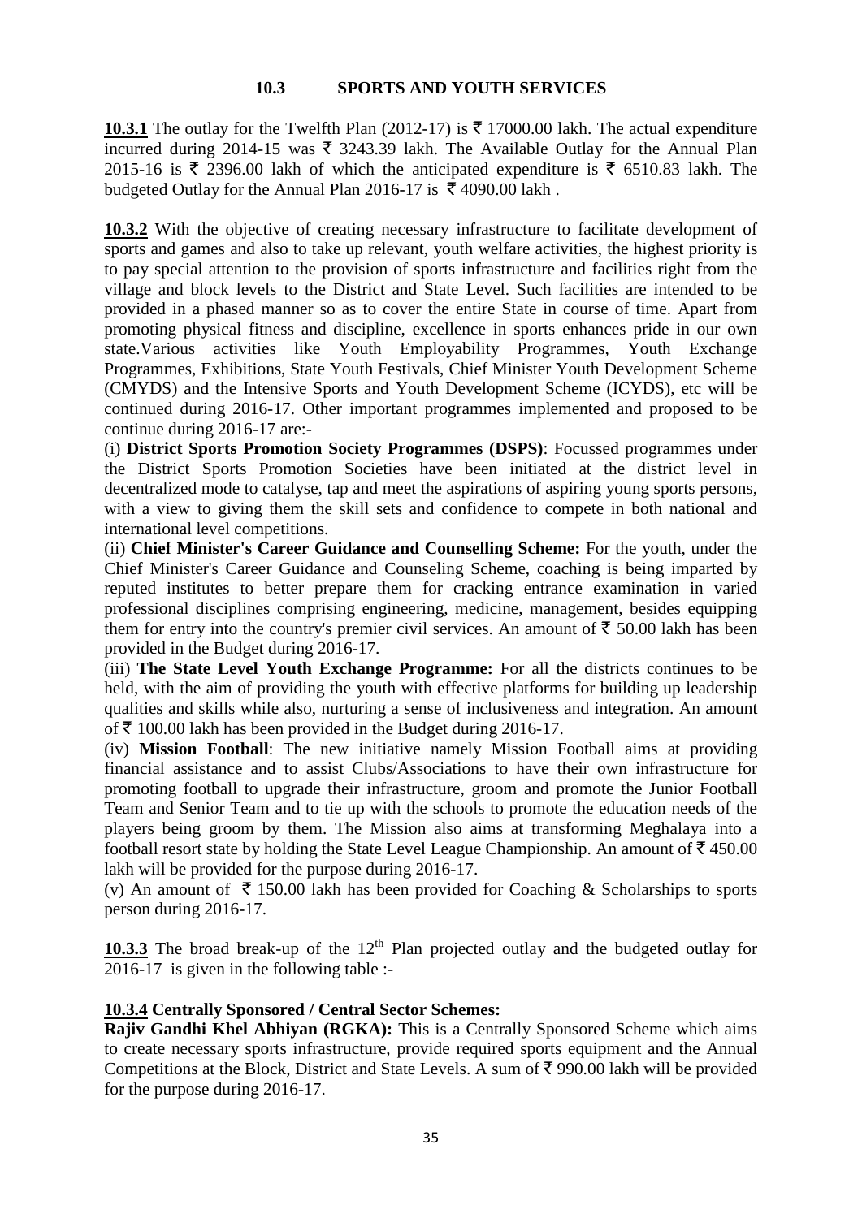## 10.3 SPORTS AND YOUTH SERVICES

**10.3.1** The outlay for the Twelfth Plan (2012-17) is ₹ 17000.00 lakh. The actual expenditure incurred during 2014-15 was ₹ 3243.39 lakh. The Available Outlay for the Annual Plan 2015-16 is ₹ 2396.00 lakh of which the anticipated expenditure is ₹ 6510.83 lakh. The budgeted Outlay for the Annual Plan 2016-17 is ₹ 4090.00 lakh .

**10.3.2** With the objective of creating necessary infrastructure to facilitate development of sports and games and also to take up relevant, youth welfare activities, the highest priority is to pay special attention to the provision of sports infrastructure and facilities right from the village and block levels to the District and State Level. Such facilities are intended to be provided in a phased manner so as to cover the entire State in course of time. Apart from promoting physical fitness and discipline, excellence in sports enhances pride in our own state.Various activities like Youth Employability Programmes, Youth Exchange Programmes, Exhibitions, State Youth Festivals, Chief Minister Youth Development Scheme (CMYDS) and the Intensive Sports and Youth Development Scheme (ICYDS), etc will be continued during 2016-17. Other important programmes implemented and proposed to be continue during 2016-17 are:-

(i) **District Sports Promotion Society Programmes (DSPS)**: Focussed programmes under the District Sports Promotion Societies have been initiated at the district level in decentralized mode to catalyse, tap and meet the aspirations of aspiring young sports persons, with a view to giving them the skill sets and confidence to compete in both national and international level competitions.

(ii) **Chief Minister's Career Guidance and Counselling Scheme:** For the youth, under the Chief Minister's Career Guidance and Counseling Scheme, coaching is being imparted by reputed institutes to better prepare them for cracking entrance examination in varied professional disciplines comprising engineering, medicine, management, besides equipping them for entry into the country's premier civil services. An amount of ₹ 50.00 lakh has been provided in the Budget during 2016-17.

(iii) **The State Level Youth Exchange Programme:** For all the districts continues to be held, with the aim of providing the youth with effective platforms for building up leadership qualities and skills while also, nurturing a sense of inclusiveness and integration. An amount of ₹ 100.00 lakh has been provided in the Budget during 2016-17.

(iv) **Mission Football**: The new initiative namely Mission Football aims at providing financial assistance and to assist Clubs/Associations to have their own infrastructure for promoting football to upgrade their infrastructure, groom and promote the Junior Football Team and Senior Team and to tie up with the schools to promote the education needs of the players being groom by them. The Mission also aims at transforming Meghalaya into a football resort state by holding the State Level League Championship. An amount of ₹ 450.00 lakh will be provided for the purpose during 2016-17.

(v) An amount of ₹ 150.00 lakh has been provided for Coaching & Scholarships to sports person during 2016-17.

**10.3.3** The broad break-up of the 12th Plan projected outlay and the budgeted outlay for 2016-17 is given in the following table :-

**10.3.4 Centrally Sponsored / Central Sector Schemes:**

**Rajiv Gandhi Khel Abhiyan (RGKA):** This is a Centrally Sponsored Scheme which aims to create necessary sports infrastructure, provide required sports equipment and the Annual Competitions at the Block, District and State Levels. A sum of ₹ 990.00 lakh will be provided for the purpose during 2016-17.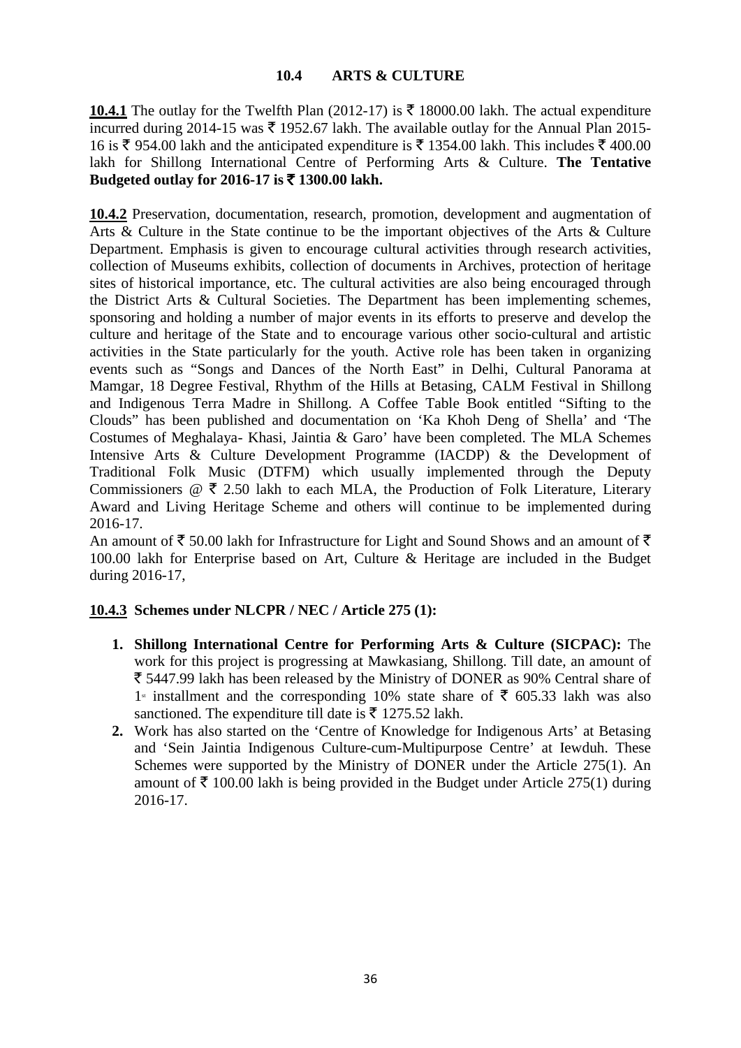## 10.4 ARTS & CULTURE

**10.4.1** The outlay for the Twelfth Plan (2012-17) is ₹ 18000.00 lakh. The actual expenditure incurred during 2014-15 was ₹ 1952.67 lakh. The available outlay for the Annual Plan 2015-16 is ₹ 954.00 lakh and the anticipated expenditure is ₹ 1354.00 lakh. This includes ₹ 400.00 lakh for Shillong International Centre of Performing Arts & Culture. **The Tentative Budgeted outlay for 2016-17 is ₹ 1300.00 lakh.**

**10.4.2** Preservation, documentation, research, promotion, development and augmentation of Arts & Culture in the State continue to be the important objectives of the Arts & Culture Department. Emphasis is given to encourage cultural activities through research activities, collection of Museums exhibits, collection of documents in Archives, protection of heritage sites of historical importance, etc. The cultural activities are also being encouraged through the District Arts & Cultural Societies. The Department has been implementing schemes, sponsoring and holding a number of major events in its efforts to preserve and develop the culture and heritage of the State and to encourage various other socio-cultural and artistic activities in the State particularly for the youth. Active role has been taken in organizing events such as "Songs and Dances of the North East" in Delhi, Cultural Panorama at Mamgar, 18 Degree Festival, Rhythm of the Hills at Betasing, CALM Festival in Shillong and Indigenous Terra Madre in Shillong. A Coffee Table Book entitled "Sifting to the Clouds" has been published and documentation on 'Ka Khoh Deng of Shella' and 'The Costumes of Meghalaya- Khasi, Jaintia & Garo' have been completed. The MLA Schemes Intensive Arts & Culture Development Programme (IACDP) & the Development of Traditional Folk Music (DTFM) which usually implemented through the Deputy Commissioners @ ₹ 2.50 lakh to each MLA, the Production of Folk Literature, Literary Award and Living Heritage Scheme and others will continue to be implemented during 2016-17.

An amount of ₹ 50.00 lakh for Infrastructure for Light and Sound Shows and an amount of ₹ 100.00 lakh for Enterprise based on Art, Culture & Heritage are included in the Budget during 2016-17,

**10.4.3 Schemes under NLCPR / NEC / Article 275 (1):**

1. **Shillong International Centre for Performing Arts & Culture (SICPAC):** The work for this project is progressing at Mawkasiang, Shillong. Till date, an amount of ₹ 5447.99 lakh has been released by the Ministry of DONER as 90% Central share of 1st installment and the corresponding 10% state share of ₹ 605.33 lakh was also sanctioned. The expenditure till date is ₹ 1275.52 lakh.
2. Work has also started on the 'Centre of Knowledge for Indigenous Arts' at Betasing and 'Sein Jaintia Indigenous Culture-cum-Multipurpose Centre' at Iewduh. These Schemes were supported by the Ministry of DONER under the Article 275(1). An amount of ₹ 100.00 lakh is being provided in the Budget under Article 275(1) during 2016-17.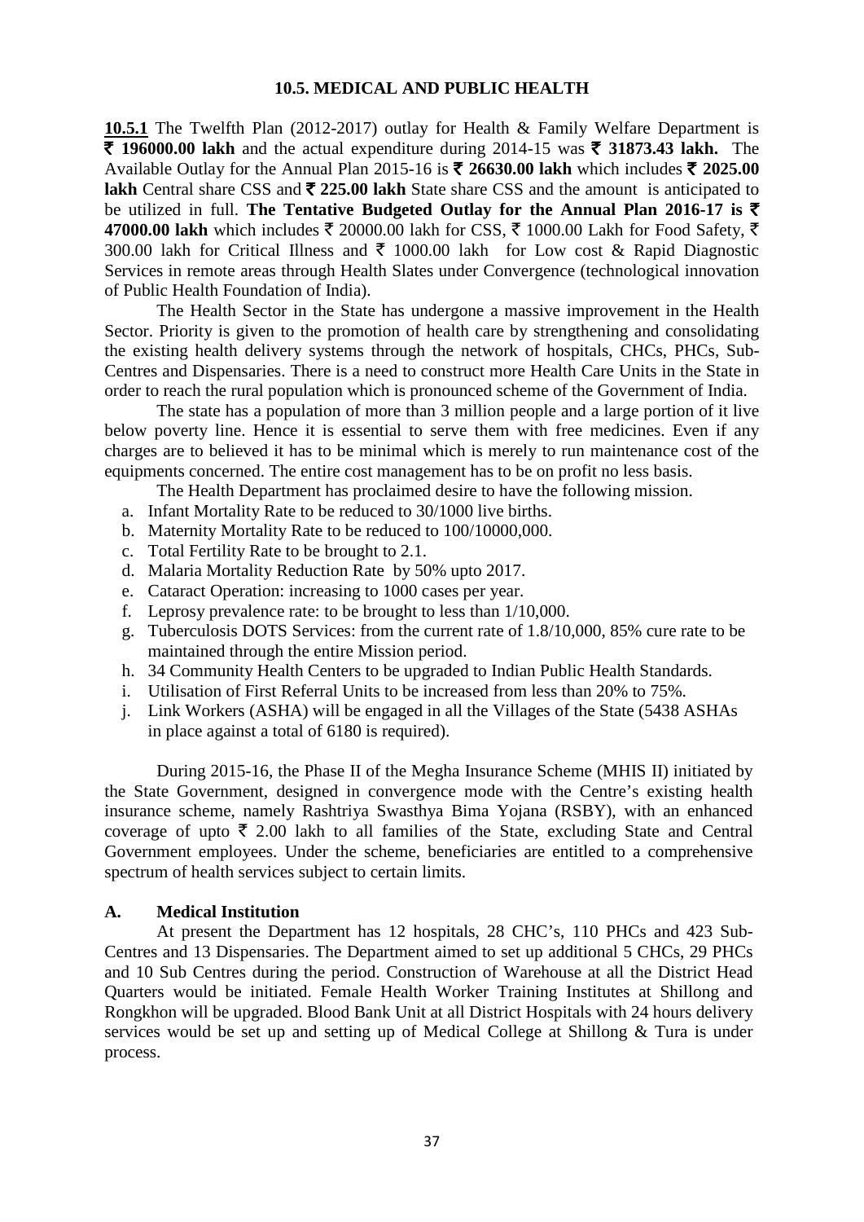## 10.5. MEDICAL AND PUBLIC HEALTH

**10.5.1** The Twelfth Plan (2012-2017) outlay for Health & Family Welfare Department is **₹ 196000.00 lakh** and the actual expenditure during 2014-15 was **₹ 31873.43 lakh.** The Available Outlay for the Annual Plan 2015-16 is **₹ 26630.00 lakh** which includes **₹ 2025.00 lakh** Central share CSS and **₹ 225.00 lakh** State share CSS and the amount is anticipated to be utilized in full. **The Tentative Budgeted Outlay for the Annual Plan 2016-17 is ₹ 47000.00 lakh** which includes ₹ 20000.00 lakh for CSS, ₹ 1000.00 Lakh for Food Safety, ₹ 300.00 lakh for Critical Illness and ₹ 1000.00 lakh for Low cost & Rapid Diagnostic Services in remote areas through Health Slates under Convergence (technological innovation of Public Health Foundation of India).

The Health Sector in the State has undergone a massive improvement in the Health Sector. Priority is given to the promotion of health care by strengthening and consolidating the existing health delivery systems through the network of hospitals, CHCs, PHCs, Sub-Centres and Dispensaries. There is a need to construct more Health Care Units in the State in order to reach the rural population which is pronounced scheme of the Government of India.

The state has a population of more than 3 million people and a large portion of it live below poverty line. Hence it is essential to serve them with free medicines. Even if any charges are to believed it has to be minimal which is merely to run maintenance cost of the equipments concerned. The entire cost management has to be on profit no less basis.

The Health Department has proclaimed desire to have the following mission.

a. Infant Mortality Rate to be reduced to 30/1000 live births.
b. Maternity Mortality Rate to be reduced to 100/10000,000.
c. Total Fertility Rate to be brought to 2.1.
d. Malaria Mortality Reduction Rate by 50% upto 2017.
e. Cataract Operation: increasing to 1000 cases per year.
f. Leprosy prevalence rate: to be brought to less than 1/10,000.
g. Tuberculosis DOTS Services: from the current rate of 1.8/10,000, 85% cure rate to be maintained through the entire Mission period.
h. 34 Community Health Centers to be upgraded to Indian Public Health Standards.
i. Utilisation of First Referral Units to be increased from less than 20% to 75%.
j. Link Workers (ASHA) will be engaged in all the Villages of the State (5438 ASHAs in place against a total of 6180 is required).

During 2015-16, the Phase II of the Megha Insurance Scheme (MHIS II) initiated by the State Government, designed in convergence mode with the Centre's existing health insurance scheme, namely Rashtriya Swasthya Bima Yojana (RSBY), with an enhanced coverage of upto ₹ 2.00 lakh to all families of the State, excluding State and Central Government employees. Under the scheme, beneficiaries are entitled to a comprehensive spectrum of health services subject to certain limits.

### A. Medical Institution

At present the Department has 12 hospitals, 28 CHC's, 110 PHCs and 423 Sub-Centres and 13 Dispensaries. The Department aimed to set up additional 5 CHCs, 29 PHCs and 10 Sub Centres during the period. Construction of Warehouse at all the District Head Quarters would be initiated. Female Health Worker Training Institutes at Shillong and Rongkhon will be upgraded. Blood Bank Unit at all District Hospitals with 24 hours delivery services would be set up and setting up of Medical College at Shillong & Tura is under process.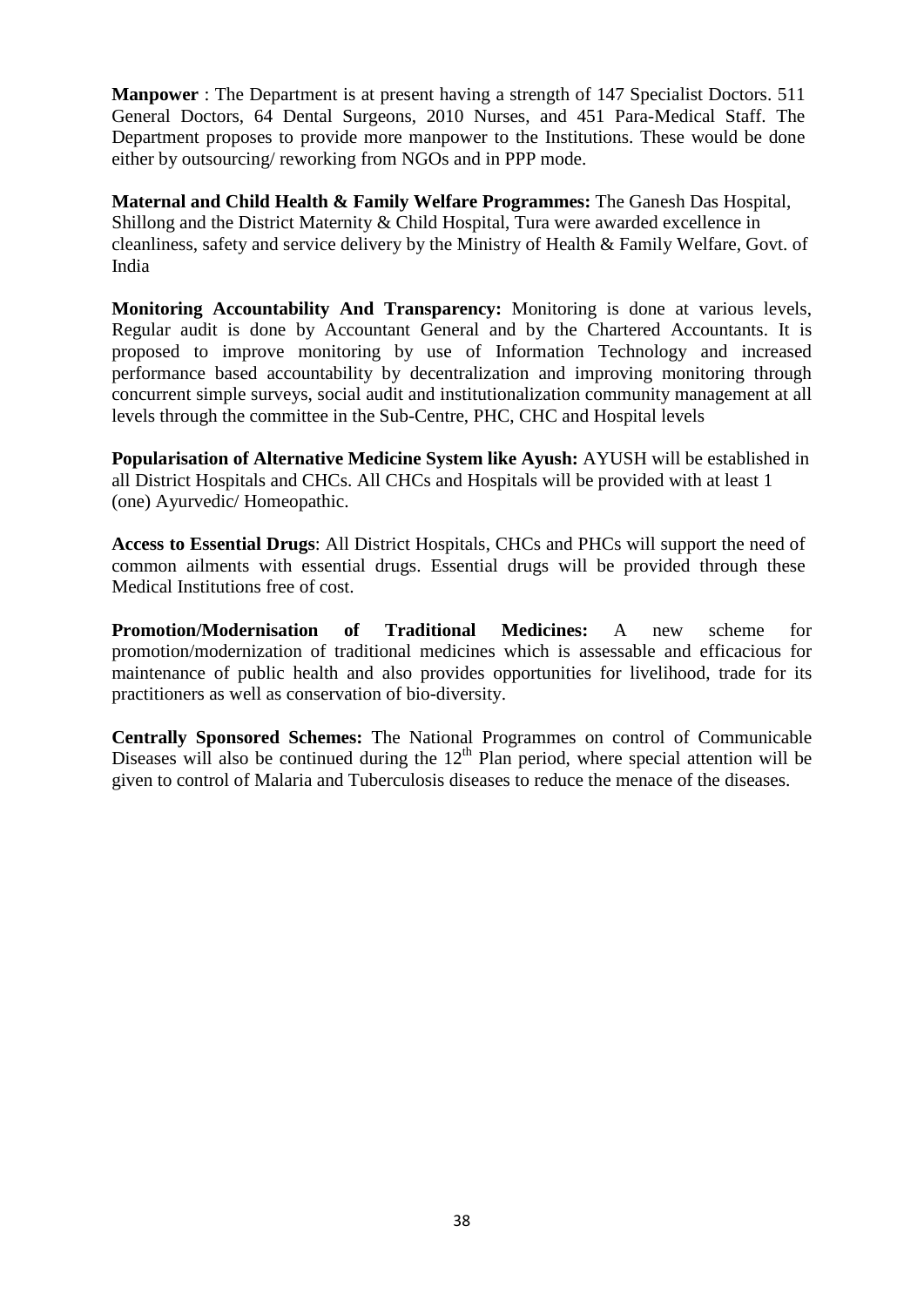**Manpower** : The Department is at present having a strength of 147 Specialist Doctors. 511 General Doctors, 64 Dental Surgeons, 2010 Nurses, and 451 Para-Medical Staff. The Department proposes to provide more manpower to the Institutions. These would be done either by outsourcing/ reworking from NGOs and in PPP mode.

**Maternal and Child Health & Family Welfare Programmes:** The Ganesh Das Hospital, Shillong and the District Maternity & Child Hospital, Tura were awarded excellence in cleanliness, safety and service delivery by the Ministry of Health & Family Welfare, Govt. of India

**Monitoring Accountability And Transparency:** Monitoring is done at various levels, Regular audit is done by Accountant General and by the Chartered Accountants. It is proposed to improve monitoring by use of Information Technology and increased performance based accountability by decentralization and improving monitoring through concurrent simple surveys, social audit and institutionalization community management at all levels through the committee in the Sub-Centre, PHC, CHC and Hospital levels

**Popularisation of Alternative Medicine System like Ayush:** AYUSH will be established in all District Hospitals and CHCs. All CHCs and Hospitals will be provided with at least 1 (one) Ayurvedic/ Homeopathic.

**Access to Essential Drugs**: All District Hospitals, CHCs and PHCs will support the need of common ailments with essential drugs. Essential drugs will be provided through these Medical Institutions free of cost.

**Promotion/Modernisation of Traditional Medicines:** A new scheme for promotion/modernization of traditional medicines which is assessable and efficacious for maintenance of public health and also provides opportunities for livelihood, trade for its practitioners as well as conservation of bio-diversity.

**Centrally Sponsored Schemes:** The National Programmes on control of Communicable Diseases will also be continued during the 12$^{th}$ Plan period, where special attention will be given to control of Malaria and Tuberculosis diseases to reduce the menace of the diseases.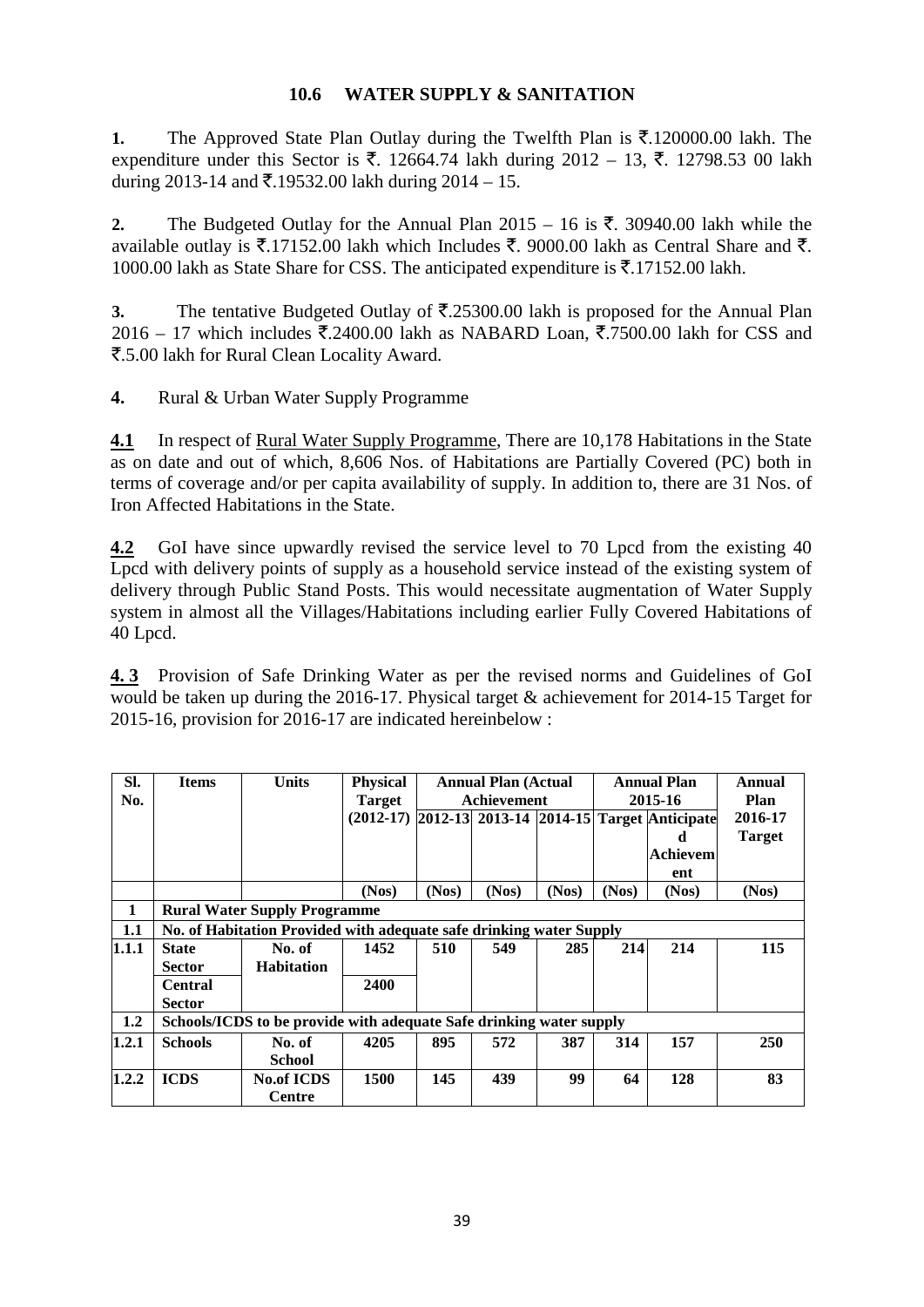### 10.6 WATER SUPPLY & SANITATION

**1.** The Approved State Plan Outlay during the Twelfth Plan is ₹.120000.00 lakh. The expenditure under this Sector is ₹. 12664.74 lakh during 2012 – 13, ₹. 12798.53 00 lakh during 2013-14 and ₹.19532.00 lakh during 2014 – 15.

**2.** The Budgeted Outlay for the Annual Plan 2015 – 16 is ₹. 30940.00 lakh while the available outlay is ₹.17152.00 lakh which Includes ₹. 9000.00 lakh as Central Share and ₹. 1000.00 lakh as State Share for CSS. The anticipated expenditure is ₹.17152.00 lakh.

**3.** The tentative Budgeted Outlay of ₹.25300.00 lakh is proposed for the Annual Plan 2016 – 17 which includes ₹.2400.00 lakh as NABARD Loan, ₹.7500.00 lakh for CSS and ₹.5.00 lakh for Rural Clean Locality Award.

**4.** Rural & Urban Water Supply Programme

**4.1** In respect of Rural Water Supply Programme, There are 10,178 Habitations in the State as on date and out of which, 8,606 Nos. of Habitations are Partially Covered (PC) both in terms of coverage and/or per capita availability of supply. In addition to, there are 31 Nos. of Iron Affected Habitations in the State.

**4.2** GoI have since upwardly revised the service level to 70 Lpcd from the existing 40 Lpcd with delivery points of supply as a household service instead of the existing system of delivery through Public Stand Posts. This would necessitate augmentation of Water Supply system in almost all the Villages/Habitations including earlier Fully Covered Habitations of 40 Lpcd.

**4.3** Provision of Safe Drinking Water as per the revised norms and Guidelines of GoI would be taken up during the 2016-17. Physical target & achievement for 2014-15 Target for 2015-16, provision for 2016-17 are indicated hereinbelow :

| Sl. No. | Items | Units | Physical Target (2012-17) | Annual Plan (Actual Achievement | | | Annual Plan 2015-16 | | Annual Plan 2016-17 Target |
|---|---|---|---|---|---|---|---|---|---|
| | | | | 2012-13 | 2013-14 | 2014-15 | Target | Anticipated Achievement | |
| | | | (Nos) | (Nos) | (Nos) | (Nos) | (Nos) | (Nos) | (Nos) |
| **1** | **Rural Water Supply Programme** | | | | | | | | |
| **1.1** | **No. of Habitation Provided with adequate safe drinking water Supply** | | | | | | | | |
| **1.1.1** | **State Sector** | **No. of Habitation** | **1452** | **510** | **549** | **285** | **214** | **214** | **115** |
| | **Central Sector** | | **2400** | | | | | | |
| **1.2** | **Schools/ICDS to be provide with adequate Safe drinking water supply** | | | | | | | | |
| **1.2.1** | **Schools** | **No. of School** | **4205** | **895** | **572** | **387** | **314** | **157** | **250** |
| **1.2.2** | **ICDS** | **No.of ICDS Centre** | **1500** | **145** | **439** | **99** | **64** | **128** | **83** |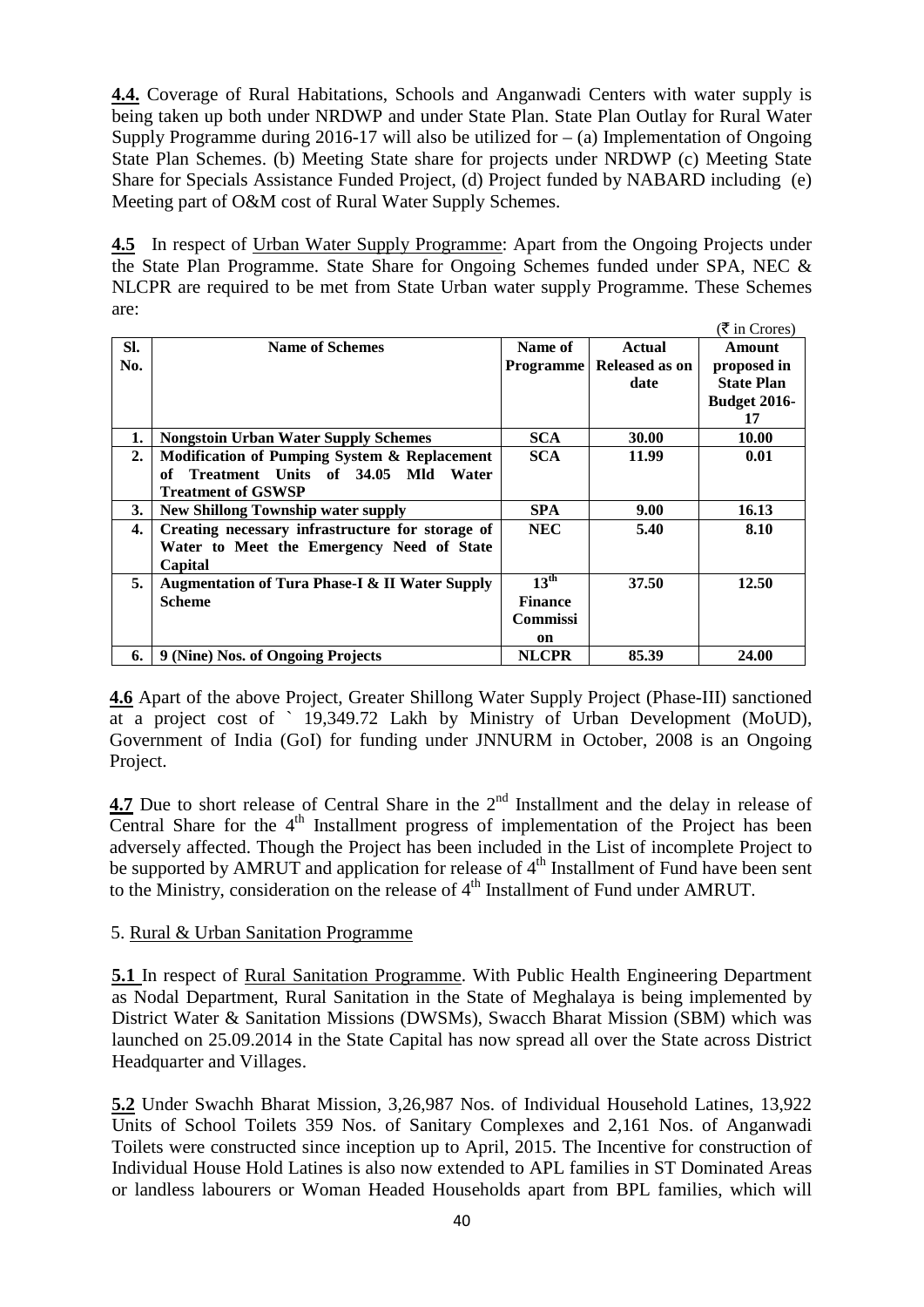**4.4.** Coverage of Rural Habitations, Schools and Anganwadi Centers with water supply is being taken up both under NRDWP and under State Plan. State Plan Outlay for Rural Water Supply Programme during 2016-17 will also be utilized for – (a) Implementation of Ongoing State Plan Schemes. (b) Meeting State share for projects under NRDWP (c) Meeting State Share for Specials Assistance Funded Project, (d) Project funded by NABARD including (e) Meeting part of O&M cost of Rural Water Supply Schemes.

**4.5** In respect of Urban Water Supply Programme: Apart from the Ongoing Projects under the State Plan Programme. State Share for Ongoing Schemes funded under SPA, NEC & NLCPR are required to be met from State Urban water supply Programme. These Schemes are:

(₹ in Crores)

| Sl. No. | Name of Schemes | Name of Programme | Actual Released as on date | Amount proposed in State Plan Budget 2016-17 |
|---|---|---|---|---|
| 1. | Nongstoin Urban Water Supply Schemes | SCA | 30.00 | 10.00 |
| 2. | Modification of Pumping System & Replacement of Treatment Units of 34.05 Mld Water Treatment of GSWSP | SCA | 11.99 | 0.01 |
| 3. | New Shillong Township water supply | SPA | 9.00 | 16.13 |
| 4. | Creating necessary infrastructure for storage of Water to Meet the Emergency Need of State Capital | NEC | 5.40 | 8.10 |
| 5. | Augmentation of Tura Phase-I & II Water Supply Scheme | 13th Finance Commission | 37.50 | 12.50 |
| 6. | 9 (Nine) Nos. of Ongoing Projects | NLCPR | 85.39 | 24.00 |

**4.6** Apart of the above Project, Greater Shillong Water Supply Project (Phase-III) sanctioned at a project cost of ` 19,349.72 Lakh by Ministry of Urban Development (MoUD), Government of India (GoI) for funding under JNNURM in October, 2008 is an Ongoing Project.

**4.7** Due to short release of Central Share in the 2nd Installment and the delay in release of Central Share for the 4th Installment progress of implementation of the Project has been adversely affected. Though the Project has been included in the List of incomplete Project to be supported by AMRUT and application for release of 4th Installment of Fund have been sent to the Ministry, consideration on the release of 4th Installment of Fund under AMRUT.

5. Rural & Urban Sanitation Programme

**5.1** In respect of Rural Sanitation Programme. With Public Health Engineering Department as Nodal Department, Rural Sanitation in the State of Meghalaya is being implemented by District Water & Sanitation Missions (DWSMs), Swacch Bharat Mission (SBM) which was launched on 25.09.2014 in the State Capital has now spread all over the State across District Headquarter and Villages.

**5.2** Under Swachh Bharat Mission, 3,26,987 Nos. of Individual Household Latines, 13,922 Units of School Toilets 359 Nos. of Sanitary Complexes and 2,161 Nos. of Anganwadi Toilets were constructed since inception up to April, 2015. The Incentive for construction of Individual House Hold Latines is also now extended to APL families in ST Dominated Areas or landless labourers or Woman Headed Households apart from BPL families, which will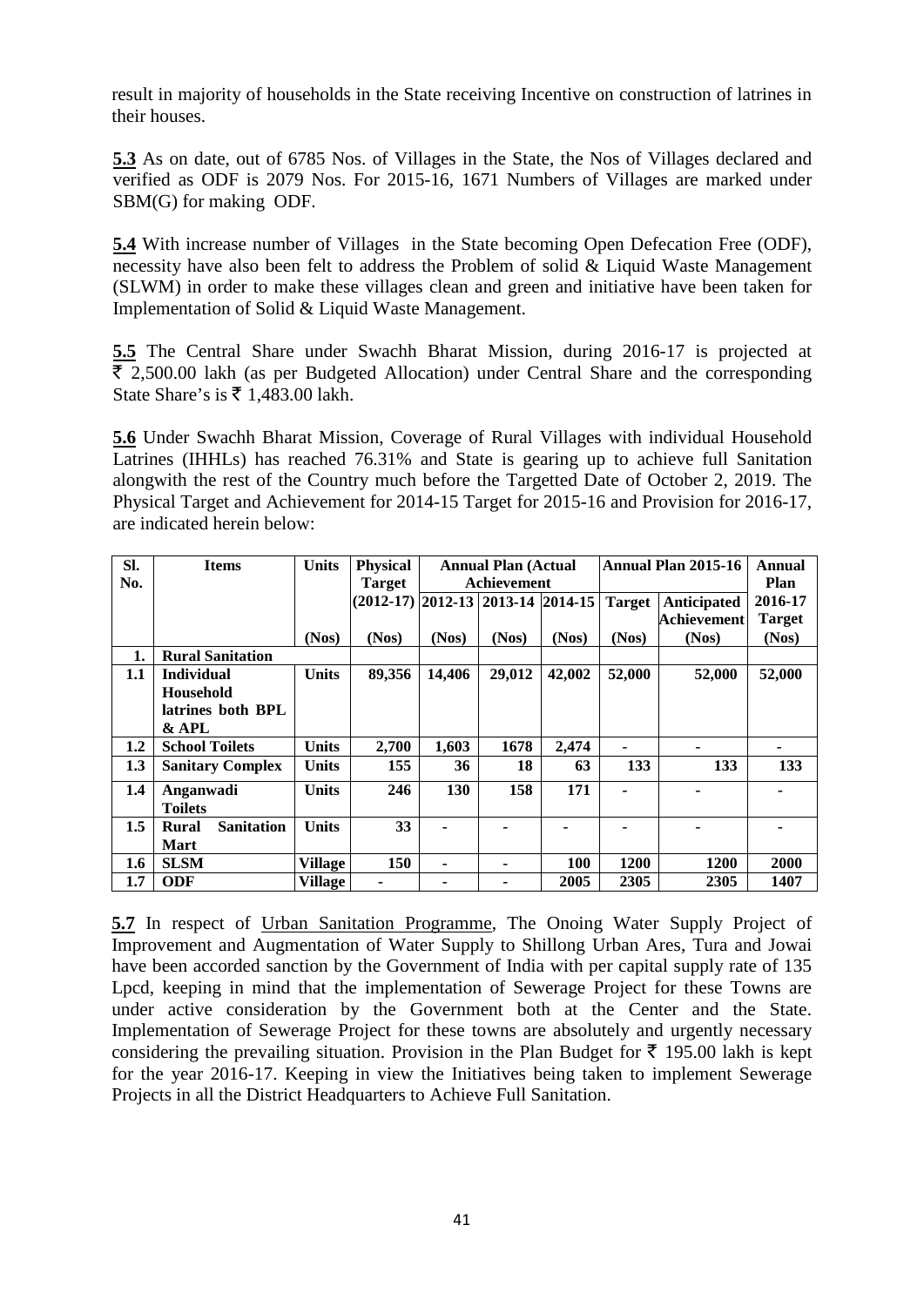result in majority of households in the State receiving Incentive on construction of latrines in their houses.

**5.3** As on date, out of 6785 Nos. of Villages in the State, the Nos of Villages declared and verified as ODF is 2079 Nos. For 2015-16, 1671 Numbers of Villages are marked under SBM(G) for making ODF.

**5.4** With increase number of Villages in the State becoming Open Defecation Free (ODF), necessity have also been felt to address the Problem of solid & Liquid Waste Management (SLWM) in order to make these villages clean and green and initiative have been taken for Implementation of Solid & Liquid Waste Management.

**5.5** The Central Share under Swachh Bharat Mission, during 2016-17 is projected at ₹ 2,500.00 lakh (as per Budgeted Allocation) under Central Share and the corresponding State Share's is ₹ 1,483.00 lakh.

**5.6** Under Swachh Bharat Mission, Coverage of Rural Villages with individual Household Latrines (IHHLs) has reached 76.31% and State is gearing up to achieve full Sanitation alongwith the rest of the Country much before the Targetted Date of October 2, 2019. The Physical Target and Achievement for 2014-15 Target for 2015-16 and Provision for 2016-17, are indicated herein below:

| Sl. No. | Items | Units | Physical Target | Annual Plan (Actual Achievement | | | Annual Plan 2015-16 | | Annual Plan |
|---|---|---|---|---|---|---|---|---|---|
| | | | (2012-17) | 2012-13 | 2013-14 | 2014-15 | Target | Anticipated Achievement | 2016-17 Target |
| | | (Nos) | (Nos) | (Nos) | (Nos) | (Nos) | (Nos) | (Nos) | (Nos) |
| **1.** | **Rural Sanitation** | | | | | | | | |
| **1.1** | **Individual Household latrines both BPL & APL** | **Units** | **89,356** | **14,406** | **29,012** | **42,002** | **52,000** | **52,000** | **52,000** |
| **1.2** | **School Toilets** | **Units** | **2,700** | **1,603** | **1678** | **2,474** | **-** | **-** | **-** |
| **1.3** | **Sanitary Complex** | **Units** | **155** | **36** | **18** | **63** | **133** | **133** | **133** |
| **1.4** | **Anganwadi Toilets** | **Units** | **246** | **130** | **158** | **171** | **-** | **-** | **-** |
| **1.5** | **Rural Sanitation Mart** | **Units** | **33** | **-** | **-** | **-** | **-** | **-** | **-** |
| **1.6** | **SLSM** | **Village** | **150** | **-** | **-** | **100** | **1200** | **1200** | **2000** |
| **1.7** | **ODF** | **Village** | **-** | **-** | **-** | **2005** | **2305** | **2305** | **1407** |

**5.7** In respect of Urban Sanitation Programme, The Onoing Water Supply Project of Improvement and Augmentation of Water Supply to Shillong Urban Ares, Tura and Jowai have been accorded sanction by the Government of India with per capital supply rate of 135 Lpcd, keeping in mind that the implementation of Sewerage Project for these Towns are under active consideration by the Government both at the Center and the State. Implementation of Sewerage Project for these towns are absolutely and urgently necessary considering the prevailing situation. Provision in the Plan Budget for ₹ 195.00 lakh is kept for the year 2016-17. Keeping in view the Initiatives being taken to implement Sewerage Projects in all the District Headquarters to Achieve Full Sanitation.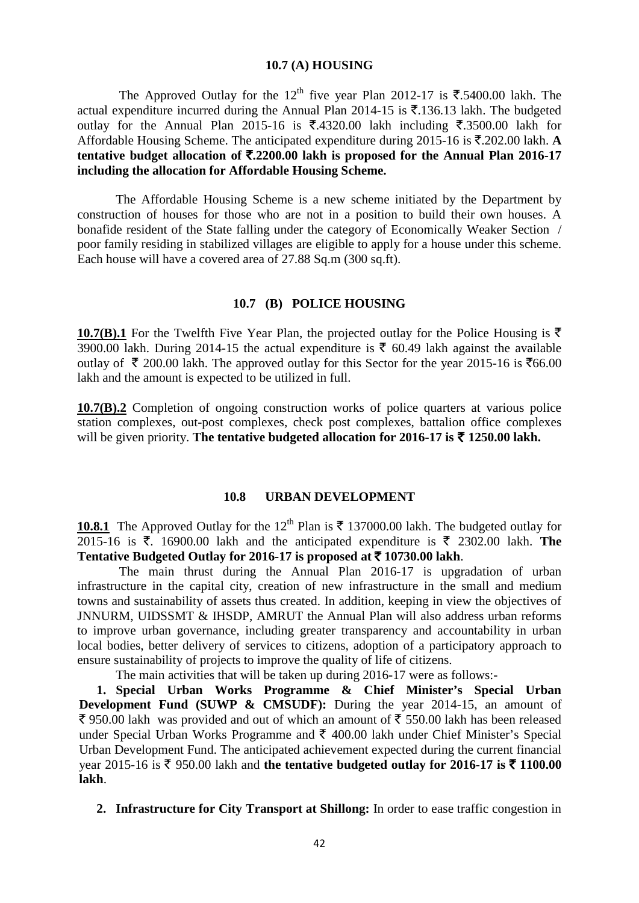### 10.7 (A) HOUSING

The Approved Outlay for the 12th five year Plan 2012-17 is ₹.5400.00 lakh. The actual expenditure incurred during the Annual Plan 2014-15 is ₹.136.13 lakh. The budgeted outlay for the Annual Plan 2015-16 is ₹.4320.00 lakh including ₹.3500.00 lakh for Affordable Housing Scheme. The anticipated expenditure during 2015-16 is ₹.202.00 lakh. **A tentative budget allocation of ₹.2200.00 lakh is proposed for the Annual Plan 2016-17 including the allocation for Affordable Housing Scheme.**

The Affordable Housing Scheme is a new scheme initiated by the Department by construction of houses for those who are not in a position to build their own houses. A bonafide resident of the State falling under the category of Economically Weaker Section / poor family residing in stabilized villages are eligible to apply for a house under this scheme. Each house will have a covered area of 27.88 Sq.m (300 sq.ft).

### 10.7 (B) POLICE HOUSING

**10.7(B).1** For the Twelfth Five Year Plan, the projected outlay for the Police Housing is ₹ 3900.00 lakh. During 2014-15 the actual expenditure is ₹ 60.49 lakh against the available outlay of ₹ 200.00 lakh. The approved outlay for this Sector for the year 2015-16 is ₹66.00 lakh and the amount is expected to be utilized in full.

**10.7(B).2** Completion of ongoing construction works of police quarters at various police station complexes, out-post complexes, check post complexes, battalion office complexes will be given priority. **The tentative budgeted allocation for 2016-17 is ₹ 1250.00 lakh.**

### 10.8 URBAN DEVELOPMENT

**10.8.1** The Approved Outlay for the 12th Plan is ₹ 137000.00 lakh. The budgeted outlay for 2015-16 is ₹. 16900.00 lakh and the anticipated expenditure is ₹ 2302.00 lakh. **The Tentative Budgeted Outlay for 2016-17 is proposed at ₹ 10730.00 lakh**.

The main thrust during the Annual Plan 2016-17 is upgradation of urban infrastructure in the capital city, creation of new infrastructure in the small and medium towns and sustainability of assets thus created. In addition, keeping in view the objectives of JNNURM, UIDSSMT & IHSDP, AMRUT the Annual Plan will also address urban reforms to improve urban governance, including greater transparency and accountability in urban local bodies, better delivery of services to citizens, adoption of a participatory approach to ensure sustainability of projects to improve the quality of life of citizens.

The main activities that will be taken up during 2016-17 were as follows:-

1. **Special Urban Works Programme & Chief Minister's Special Urban Development Fund (SUWP & CMSUDF):** During the year 2014-15, an amount of ₹ 950.00 lakh was provided and out of which an amount of ₹ 550.00 lakh has been released under Special Urban Works Programme and ₹ 400.00 lakh under Chief Minister's Special Urban Development Fund. The anticipated achievement expected during the current financial year 2015-16 is ₹ 950.00 lakh and **the tentative budgeted outlay for 2016-17 is ₹ 1100.00 lakh**.

2. **Infrastructure for City Transport at Shillong:** In order to ease traffic congestion in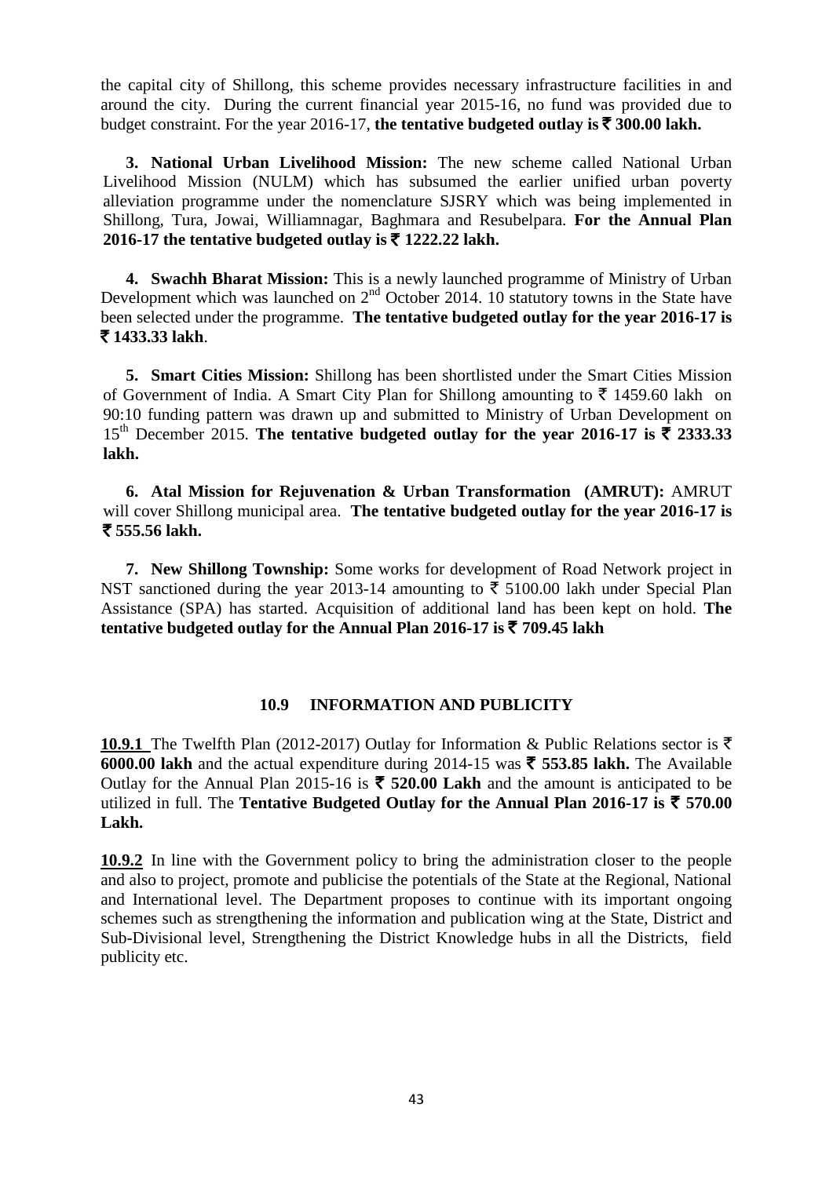the capital city of Shillong, this scheme provides necessary infrastructure facilities in and around the city. During the current financial year 2015-16, no fund was provided due to budget constraint. For the year 2016-17, **the tentative budgeted outlay is ₹ 300.00 lakh.**

3. **National Urban Livelihood Mission:** The new scheme called National Urban Livelihood Mission (NULM) which has subsumed the earlier unified urban poverty alleviation programme under the nomenclature SJSRY which was being implemented in Shillong, Tura, Jowai, Williamnagar, Baghmara and Resubelpara. **For the Annual Plan 2016-17 the tentative budgeted outlay is ₹ 1222.22 lakh.**

4. **Swachh Bharat Mission:** This is a newly launched programme of Ministry of Urban Development which was launched on 2nd October 2014. 10 statutory towns in the State have been selected under the programme. **The tentative budgeted outlay for the year 2016-17 is ₹ 1433.33 lakh**.

5. **Smart Cities Mission:** Shillong has been shortlisted under the Smart Cities Mission of Government of India. A Smart City Plan for Shillong amounting to ₹ 1459.60 lakh on 90:10 funding pattern was drawn up and submitted to Ministry of Urban Development on 15th December 2015. **The tentative budgeted outlay for the year 2016-17 is ₹ 2333.33 lakh.**

6. **Atal Mission for Rejuvenation & Urban Transformation (AMRUT):** AMRUT will cover Shillong municipal area. **The tentative budgeted outlay for the year 2016-17 is ₹ 555.56 lakh.**

7. **New Shillong Township:** Some works for development of Road Network project in NST sanctioned during the year 2013-14 amounting to ₹ 5100.00 lakh under Special Plan Assistance (SPA) has started. Acquisition of additional land has been kept on hold. **The tentative budgeted outlay for the Annual Plan 2016-17 is ₹ 709.45 lakh**

## 10.9 INFORMATION AND PUBLICITY

**10.9.1** The Twelfth Plan (2012-2017) Outlay for Information & Public Relations sector is ₹ **6000.00 lakh** and the actual expenditure during 2014-15 was **₹ 553.85 lakh.** The Available Outlay for the Annual Plan 2015-16 is **₹ 520.00 Lakh** and the amount is anticipated to be utilized in full. The **Tentative Budgeted Outlay for the Annual Plan 2016-17 is ₹ 570.00 Lakh.**

**10.9.2** In line with the Government policy to bring the administration closer to the people and also to project, promote and publicise the potentials of the State at the Regional, National and International level. The Department proposes to continue with its important ongoing schemes such as strengthening the information and publication wing at the State, District and Sub-Divisional level, Strengthening the District Knowledge hubs in all the Districts, field publicity etc.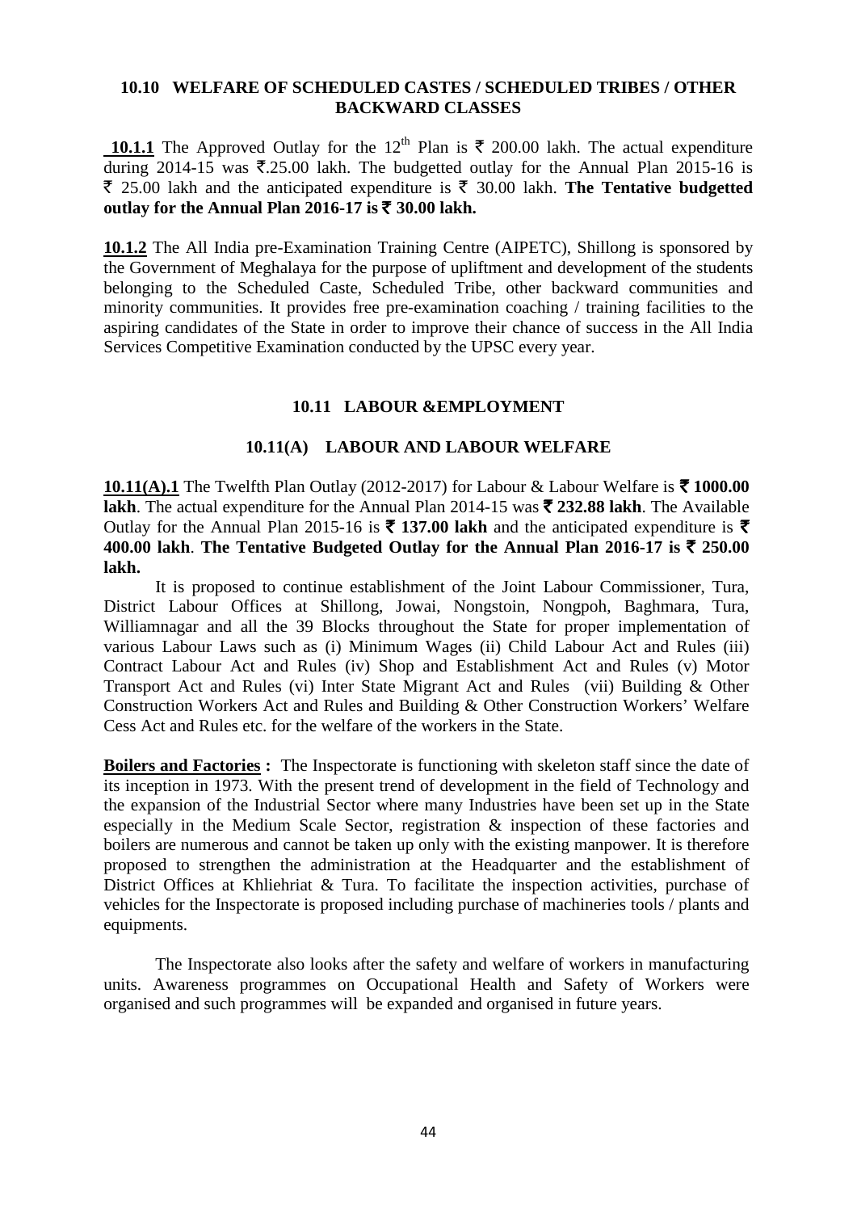## 10.10 WELFARE OF SCHEDULED CASTES / SCHEDULED TRIBES / OTHER BACKWARD CLASSES

**10.1.1** The Approved Outlay for the 12th Plan is ₹ 200.00 lakh. The actual expenditure during 2014-15 was ₹.25.00 lakh. The budgetted outlay for the Annual Plan 2015-16 is ₹ 25.00 lakh and the anticipated expenditure is ₹ 30.00 lakh. **The Tentative budgetted outlay for the Annual Plan 2016-17 is ₹ 30.00 lakh.**

**10.1.2** The All India pre-Examination Training Centre (AIPETC), Shillong is sponsored by the Government of Meghalaya for the purpose of upliftment and development of the students belonging to the Scheduled Caste, Scheduled Tribe, other backward communities and minority communities. It provides free pre-examination coaching / training facilities to the aspiring candidates of the State in order to improve their chance of success in the All India Services Competitive Examination conducted by the UPSC every year.

## 10.11 LABOUR &EMPLOYMENT

### 10.11(A) LABOUR AND LABOUR WELFARE

**10.11(A).1** The Twelfth Plan Outlay (2012-2017) for Labour & Labour Welfare is **₹ 1000.00 lakh**. The actual expenditure for the Annual Plan 2014-15 was **₹ 232.88 lakh**. The Available Outlay for the Annual Plan 2015-16 is **₹ 137.00 lakh** and the anticipated expenditure is **₹ 400.00 lakh**. **The Tentative Budgeted Outlay for the Annual Plan 2016-17 is ₹ 250.00 lakh.**

It is proposed to continue establishment of the Joint Labour Commissioner, Tura, District Labour Offices at Shillong, Jowai, Nongstoin, Nongpoh, Baghmara, Tura, Williamnagar and all the 39 Blocks throughout the State for proper implementation of various Labour Laws such as (i) Minimum Wages (ii) Child Labour Act and Rules (iii) Contract Labour Act and Rules (iv) Shop and Establishment Act and Rules (v) Motor Transport Act and Rules (vi) Inter State Migrant Act and Rules (vii) Building & Other Construction Workers Act and Rules and Building & Other Construction Workers' Welfare Cess Act and Rules etc. for the welfare of the workers in the State.

**Boilers and Factories :** The Inspectorate is functioning with skeleton staff since the date of its inception in 1973. With the present trend of development in the field of Technology and the expansion of the Industrial Sector where many Industries have been set up in the State especially in the Medium Scale Sector, registration & inspection of these factories and boilers are numerous and cannot be taken up only with the existing manpower. It is therefore proposed to strengthen the administration at the Headquarter and the establishment of District Offices at Khliehriat & Tura. To facilitate the inspection activities, purchase of vehicles for the Inspectorate is proposed including purchase of machineries tools / plants and equipments.

The Inspectorate also looks after the safety and welfare of workers in manufacturing units. Awareness programmes on Occupational Health and Safety of Workers were organised and such programmes will be expanded and organised in future years.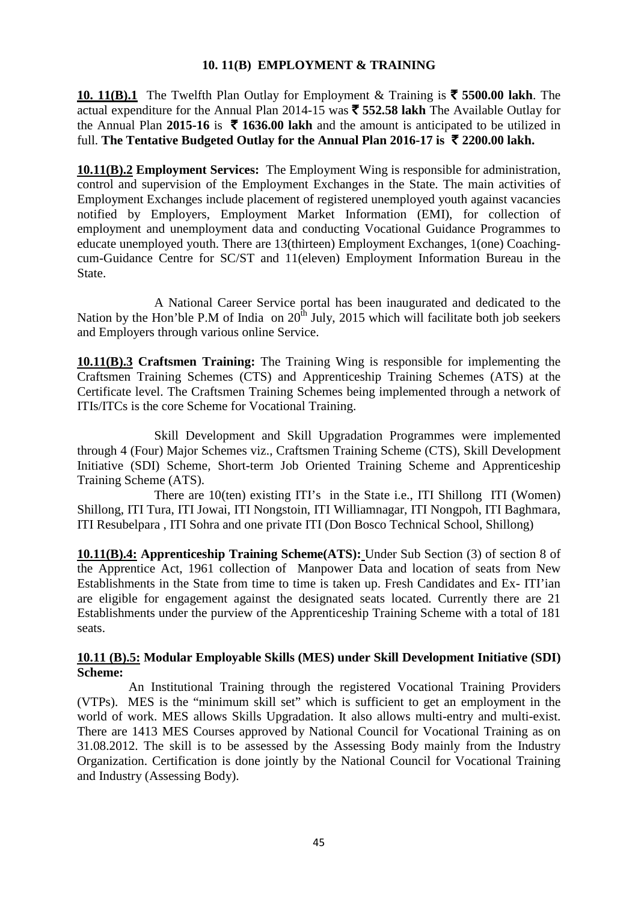### 10. 11(B) EMPLOYMENT & TRAINING

**10. 11(B).1** The Twelfth Plan Outlay for Employment & Training is **₹ 5500.00 lakh**. The actual expenditure for the Annual Plan 2014-15 was **₹ 552.58 lakh** The Available Outlay for the Annual Plan **2015-16** is **₹ 1636.00 lakh** and the amount is anticipated to be utilized in full. **The Tentative Budgeted Outlay for the Annual Plan 2016-17 is ₹ 2200.00 lakh.**

**10.11(B).2 Employment Services:** The Employment Wing is responsible for administration, control and supervision of the Employment Exchanges in the State. The main activities of Employment Exchanges include placement of registered unemployed youth against vacancies notified by Employers, Employment Market Information (EMI), for collection of employment and unemployment data and conducting Vocational Guidance Programmes to educate unemployed youth. There are 13(thirteen) Employment Exchanges, 1(one) Coaching-cum-Guidance Centre for SC/ST and 11(eleven) Employment Information Bureau in the State.

A National Career Service portal has been inaugurated and dedicated to the Nation by the Hon'ble P.M of India on 20th July, 2015 which will facilitate both job seekers and Employers through various online Service.

**10.11(B).3 Craftsmen Training:** The Training Wing is responsible for implementing the Craftsmen Training Schemes (CTS) and Apprenticeship Training Schemes (ATS) at the Certificate level. The Craftsmen Training Schemes being implemented through a network of ITIs/ITCs is the core Scheme for Vocational Training.

Skill Development and Skill Upgradation Programmes were implemented through 4 (Four) Major Schemes viz., Craftsmen Training Scheme (CTS), Skill Development Initiative (SDI) Scheme, Short-term Job Oriented Training Scheme and Apprenticeship Training Scheme (ATS).

There are 10(ten) existing ITI's in the State i.e., ITI Shillong ITI (Women) Shillong, ITI Tura, ITI Jowai, ITI Nongstoin, ITI Williamnagar, ITI Nongpoh, ITI Baghmara, ITI Resubelpara , ITI Sohra and one private ITI (Don Bosco Technical School, Shillong)

**10.11(B).4: Apprenticeship Training Scheme(ATS):** Under Sub Section (3) of section 8 of the Apprentice Act, 1961 collection of Manpower Data and location of seats from New Establishments in the State from time to time is taken up. Fresh Candidates and Ex- ITI'ian are eligible for engagement against the designated seats located. Currently there are 21 Establishments under the purview of the Apprenticeship Training Scheme with a total of 181 seats.

**10.11 (B).5: Modular Employable Skills (MES) under Skill Development Initiative (SDI) Scheme:**

An Institutional Training through the registered Vocational Training Providers (VTPs). MES is the "minimum skill set" which is sufficient to get an employment in the world of work. MES allows Skills Upgradation. It also allows multi-entry and multi-exist. There are 1413 MES Courses approved by National Council for Vocational Training as on 31.08.2012. The skill is to be assessed by the Assessing Body mainly from the Industry Organization. Certification is done jointly by the National Council for Vocational Training and Industry (Assessing Body).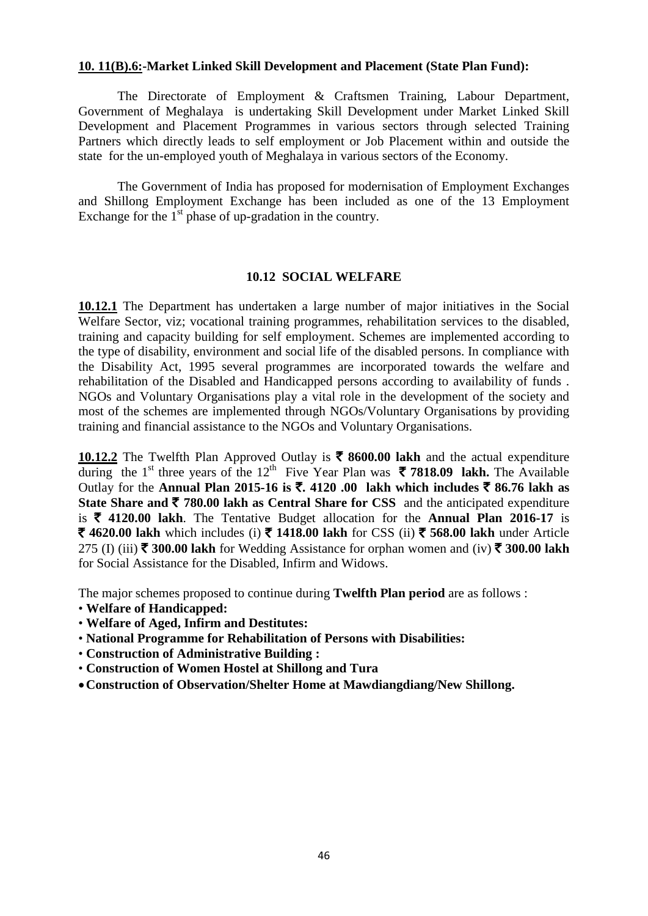**10. 11(B).6:-Market Linked Skill Development and Placement (State Plan Fund):**

The Directorate of Employment & Craftsmen Training, Labour Department, Government of Meghalaya is undertaking Skill Development under Market Linked Skill Development and Placement Programmes in various sectors through selected Training Partners which directly leads to self employment or Job Placement within and outside the state for the un-employed youth of Meghalaya in various sectors of the Economy.

The Government of India has proposed for modernisation of Employment Exchanges and Shillong Employment Exchange has been included as one of the 13 Employment Exchange for the 1st phase of up-gradation in the country.

## 10.12 SOCIAL WELFARE

**10.12.1** The Department has undertaken a large number of major initiatives in the Social Welfare Sector, viz; vocational training programmes, rehabilitation services to the disabled, training and capacity building for self employment. Schemes are implemented according to the type of disability, environment and social life of the disabled persons. In compliance with the Disability Act, 1995 several programmes are incorporated towards the welfare and rehabilitation of the Disabled and Handicapped persons according to availability of funds . NGOs and Voluntary Organisations play a vital role in the development of the society and most of the schemes are implemented through NGOs/Voluntary Organisations by providing training and financial assistance to the NGOs and Voluntary Organisations.

**10.12.2** The Twelfth Plan Approved Outlay is **₹ 8600.00 lakh** and the actual expenditure during the 1st three years of the 12th Five Year Plan was **₹ 7818.09 lakh.** The Available Outlay for the **Annual Plan 2015-16 is ₹. 4120 .00 lakh which includes ₹ 86.76 lakh as State Share and ₹ 780.00 lakh as Central Share for CSS** and the anticipated expenditure is **₹ 4120.00 lakh**. The Tentative Budget allocation for the **Annual Plan 2016-17** is **₹ 4620.00 lakh** which includes (i) **₹ 1418.00 lakh** for CSS (ii) **₹ 568.00 lakh** under Article 275 (I) (iii) **₹ 300.00 lakh** for Wedding Assistance for orphan women and (iv) **₹ 300.00 lakh** for Social Assistance for the Disabled, Infirm and Widows.

The major schemes proposed to continue during **Twelfth Plan period** are as follows :

- **Welfare of Handicapped:**
- **Welfare of Aged, Infirm and Destitutes:**
- **National Programme for Rehabilitation of Persons with Disabilities:**
- **Construction of Administrative Building :**
- **Construction of Women Hostel at Shillong and Tura**
- **Construction of Observation/Shelter Home at Mawdiangdiang/New Shillong.**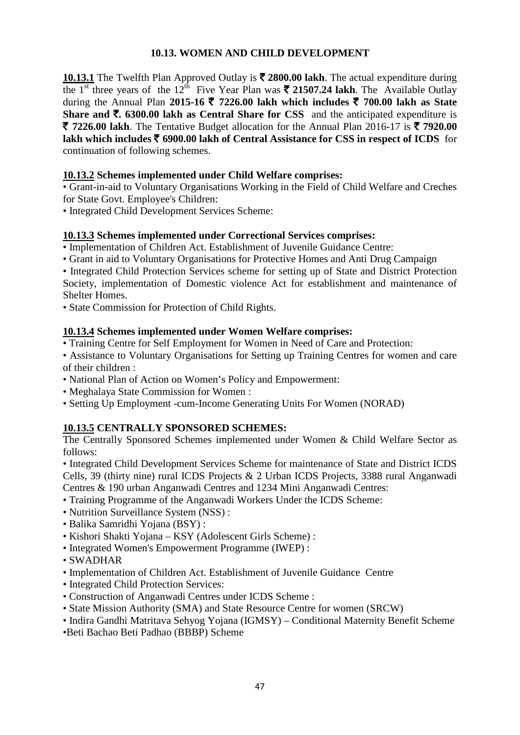## 10.13. WOMEN AND CHILD DEVELOPMENT

**10.13.1** The Twelfth Plan Approved Outlay is **₹ 2800.00 lakh**. The actual expenditure during the 1st three years of the 12th Five Year Plan was **₹ 21507.24 lakh**. The Available Outlay during the Annual Plan **2015-16 ₹ 7226.00 lakh which includes ₹ 700.00 lakh as State Share and ₹. 6300.00 lakh as Central Share for CSS** and the anticipated expenditure is **₹ 7226.00 lakh**. The Tentative Budget allocation for the Annual Plan 2016-17 is **₹ 7920.00 lakh which includes ₹ 6900.00 lakh of Central Assistance for CSS in respect of ICDS** for continuation of following schemes.

**10.13.2 Schemes implemented under Child Welfare comprises:**

- Grant-in-aid to Voluntary Organisations Working in the Field of Child Welfare and Creches for State Govt. Employee's Children:
- Integrated Child Development Services Scheme:

**10.13.3 Schemes implemented under Correctional Services comprises:**

- Implementation of Children Act. Establishment of Juvenile Guidance Centre:
- Grant in aid to Voluntary Organisations for Protective Homes and Anti Drug Campaign
- Integrated Child Protection Services scheme for setting up of State and District Protection Society, implementation of Domestic violence Act for establishment and maintenance of Shelter Homes.
- State Commission for Protection of Child Rights.

**10.13.4 Schemes implemented under Women Welfare comprises:**

- Training Centre for Self Employment for Women in Need of Care and Protection:
- Assistance to Voluntary Organisations for Setting up Training Centres for women and care of their children :
- National Plan of Action on Women's Policy and Empowerment:
- Meghalaya State Commission for Women :
- Setting Up Employment -cum-Income Generating Units For Women (NORAD)

**10.13.5 CENTRALLY SPONSORED SCHEMES:**

The Centrally Sponsored Schemes implemented under Women & Child Welfare Sector as follows:

- Integrated Child Development Services Scheme for maintenance of State and District ICDS Cells, 39 (thirty nine) rural ICDS Projects & 2 Urban ICDS Projects, 3388 rural Anganwadi Centres & 190 urban Anganwadi Centres and 1234 Mini Anganwadi Centres:
- Training Programme of the Anganwadi Workers Under the ICDS Scheme:
- Nutrition Surveillance System (NSS) :
- Balika Samridhi Yojana (BSY) :
- Kishori Shakti Yojana – KSY (Adolescent Girls Scheme) :
- Integrated Women's Empowerment Programme (IWEP) :
- SWADHAR
- Implementation of Children Act. Establishment of Juvenile Guidance Centre
- Integrated Child Protection Services:
- Construction of Anganwadi Centres under ICDS Scheme :
- State Mission Authority (SMA) and State Resource Centre for women (SRCW)
- Indira Gandhi Matritava Sehyog Yojana (IGMSY) – Conditional Maternity Benefit Scheme
- Beti Bachao Beti Padhao (BBBP) Scheme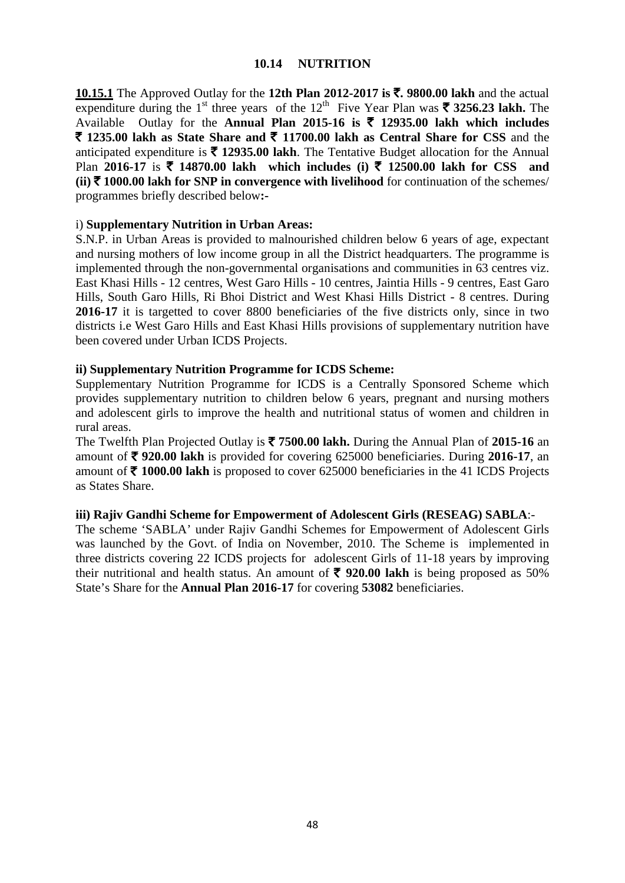## 10.14 NUTRITION

**10.15.1** The Approved Outlay for the **12th Plan 2012-2017 is ₹. 9800.00 lakh** and the actual expenditure during the 1st three years of the 12th Five Year Plan was **₹ 3256.23 lakh.** The Available Outlay for the **Annual Plan 2015-16 is ₹ 12935.00 lakh which includes ₹ 1235.00 lakh as State Share and ₹ 11700.00 lakh as Central Share for CSS** and the anticipated expenditure is **₹ 12935.00 lakh**. The Tentative Budget allocation for the Annual Plan **2016-17** is **₹ 14870.00 lakh which includes (i) ₹ 12500.00 lakh for CSS and (ii) ₹ 1000.00 lakh for SNP in convergence with livelihood** for continuation of the schemes/ programmes briefly described below**:-**

i) **Supplementary Nutrition in Urban Areas:**

S.N.P. in Urban Areas is provided to malnourished children below 6 years of age, expectant and nursing mothers of low income group in all the District headquarters. The programme is implemented through the non-governmental organisations and communities in 63 centres viz. East Khasi Hills - 12 centres, West Garo Hills - 10 centres, Jaintia Hills - 9 centres, East Garo Hills, South Garo Hills, Ri Bhoi District and West Khasi Hills District - 8 centres. During **2016-17** it is targetted to cover 8800 beneficiaries of the five districts only, since in two districts i.e West Garo Hills and East Khasi Hills provisions of supplementary nutrition have been covered under Urban ICDS Projects.

**ii) Supplementary Nutrition Programme for ICDS Scheme:**

Supplementary Nutrition Programme for ICDS is a Centrally Sponsored Scheme which provides supplementary nutrition to children below 6 years, pregnant and nursing mothers and adolescent girls to improve the health and nutritional status of women and children in rural areas.

The Twelfth Plan Projected Outlay is **₹ 7500.00 lakh.** During the Annual Plan of **2015-16** an amount of **₹ 920.00 lakh** is provided for covering 625000 beneficiaries. During **2016-17**, an amount of **₹ 1000.00 lakh** is proposed to cover 625000 beneficiaries in the 41 ICDS Projects as States Share.

**iii) Rajiv Gandhi Scheme for Empowerment of Adolescent Girls (RESEAG) SABLA**:-

The scheme 'SABLA' under Rajiv Gandhi Schemes for Empowerment of Adolescent Girls was launched by the Govt. of India on November, 2010. The Scheme is implemented in three districts covering 22 ICDS projects for adolescent Girls of 11-18 years by improving their nutritional and health status. An amount of **₹ 920.00 lakh** is being proposed as 50% State's Share for the **Annual Plan 2016-17** for covering **53082** beneficiaries.